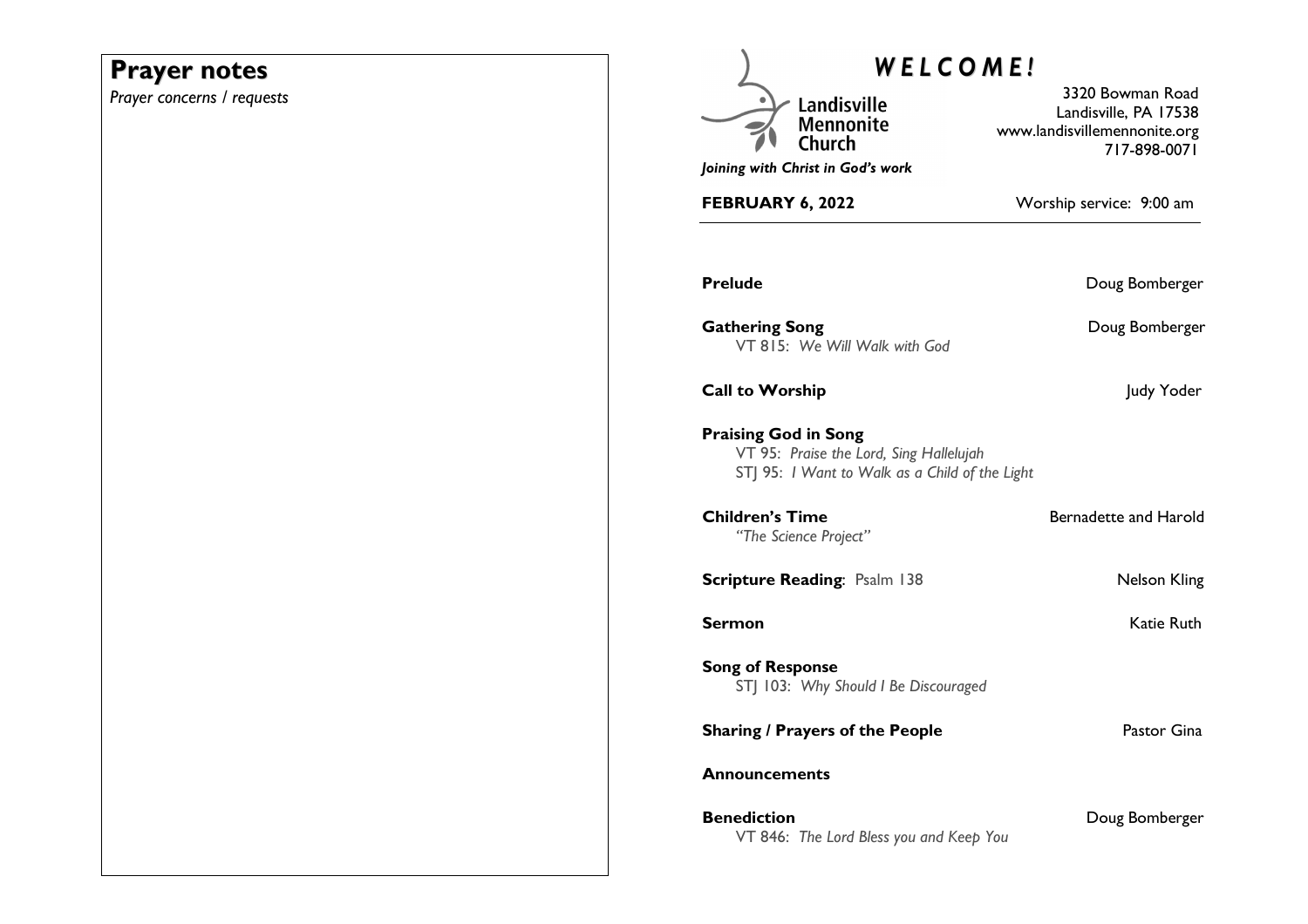## Prayer notes

*Prayer concerns / requests*

# *WELCOME!*

Landisville Mennonite Church

*Joining with Christ in God's work*

3320 Bowman Road
Landisville, PA 17538
www.landisvillemennonite.org
717-898-0071

**FEBRUARY 6, 2022** Worship service: 9:00 am

**Prelude** — Doug Bomberger

**Gathering Song** — Doug Bomberger
VT 815: *We Will Walk with God*

**Call to Worship** — Judy Yoder

**Praising God in Song**
VT 95: *Praise the Lord, Sing Hallelujah*
STJ 95: *I Want to Walk as a Child of the Light*

**Children's Time** — Bernadette and Harold
*"The Science Project"*

**Scripture Reading**: Psalm 138 — Nelson Kling

**Sermon** — Katie Ruth

**Song of Response**
STJ 103: *Why Should I Be Discouraged*

**Sharing / Prayers of the People** — Pastor Gina

**Announcements**

**Benediction** — Doug Bomberger
VT 846: *The Lord Bless you and Keep You*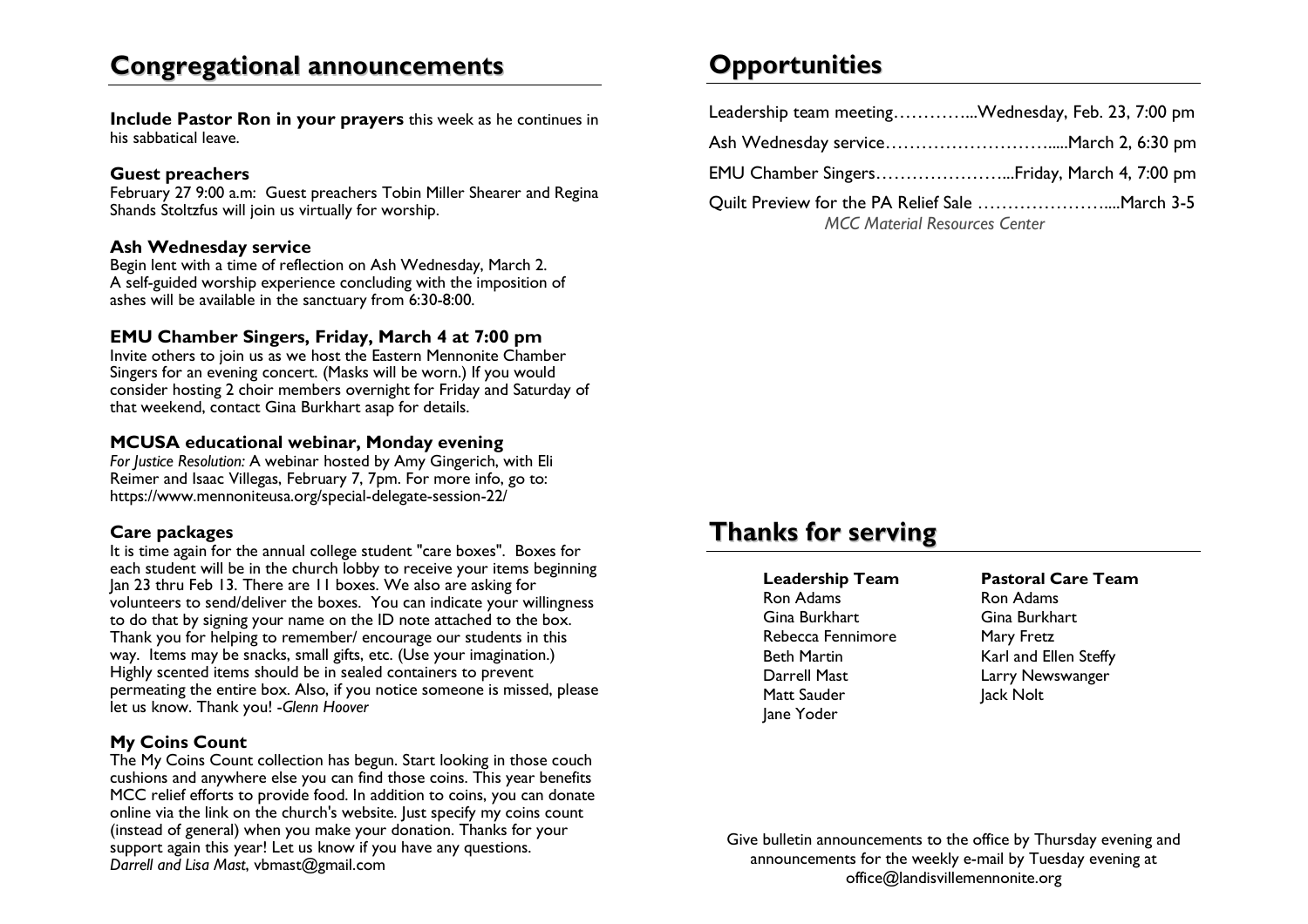# Congregational announcements

**Include Pastor Ron in your prayers** this week as he continues in his sabbatical leave.

### Guest preachers

February 27 9:00 a.m: Guest preachers Tobin Miller Shearer and Regina Shands Stoltzfus will join us virtually for worship.

### Ash Wednesday service

Begin lent with a time of reflection on Ash Wednesday, March 2. A self-guided worship experience concluding with the imposition of ashes will be available in the sanctuary from 6:30-8:00.

### EMU Chamber Singers, Friday, March 4 at 7:00 pm

Invite others to join us as we host the Eastern Mennonite Chamber Singers for an evening concert. (Masks will be worn.) If you would consider hosting 2 choir members overnight for Friday and Saturday of that weekend, contact Gina Burkhart asap for details.

### MCUSA educational webinar, Monday evening

*For Justice Resolution:* A webinar hosted by Amy Gingerich, with Eli Reimer and Isaac Villegas, February 7, 7pm. For more info, go to: https://www.mennoniteusa.org/special-delegate-session-22/

### Care packages

It is time again for the annual college student "care boxes". Boxes for each student will be in the church lobby to receive your items beginning Jan 23 thru Feb 13. There are 11 boxes. We also are asking for volunteers to send/deliver the boxes. You can indicate your willingness to do that by signing your name on the ID note attached to the box. Thank you for helping to remember/ encourage our students in this way. Items may be snacks, small gifts, etc. (Use your imagination.) Highly scented items should be in sealed containers to prevent permeating the entire box. Also, if you notice someone is missed, please let us know. Thank you! -*Glenn Hoover*

### My Coins Count

The My Coins Count collection has begun. Start looking in those couch cushions and anywhere else you can find those coins. This year benefits MCC relief efforts to provide food. In addition to coins, you can donate online via the link on the church's website. Just specify my coins count (instead of general) when you make your donation. Thanks for your support again this year! Let us know if you have any questions.
*Darrell and Lisa Mast*, vbmast@gmail.com

# Opportunities

Leadership team meeting…………...Wednesday, Feb. 23, 7:00 pm

Ash Wednesday service……………………….....March 2, 6:30 pm

EMU Chamber Singers…………………...Friday, March 4, 7:00 pm

Quilt Preview for the PA Relief Sale …………………....March 3-5
*MCC Material Resources Center*

# Thanks for serving

**Leadership Team**
Ron Adams
Gina Burkhart
Rebecca Fennimore
Beth Martin
Darrell Mast
Matt Sauder
Jane Yoder

**Pastoral Care Team**
Ron Adams
Gina Burkhart
Mary Fretz
Karl and Ellen Steffy
Larry Newswanger
Jack Nolt

Give bulletin announcements to the office by Thursday evening and announcements for the weekly e-mail by Tuesday evening at office@landisvillemennonite.org